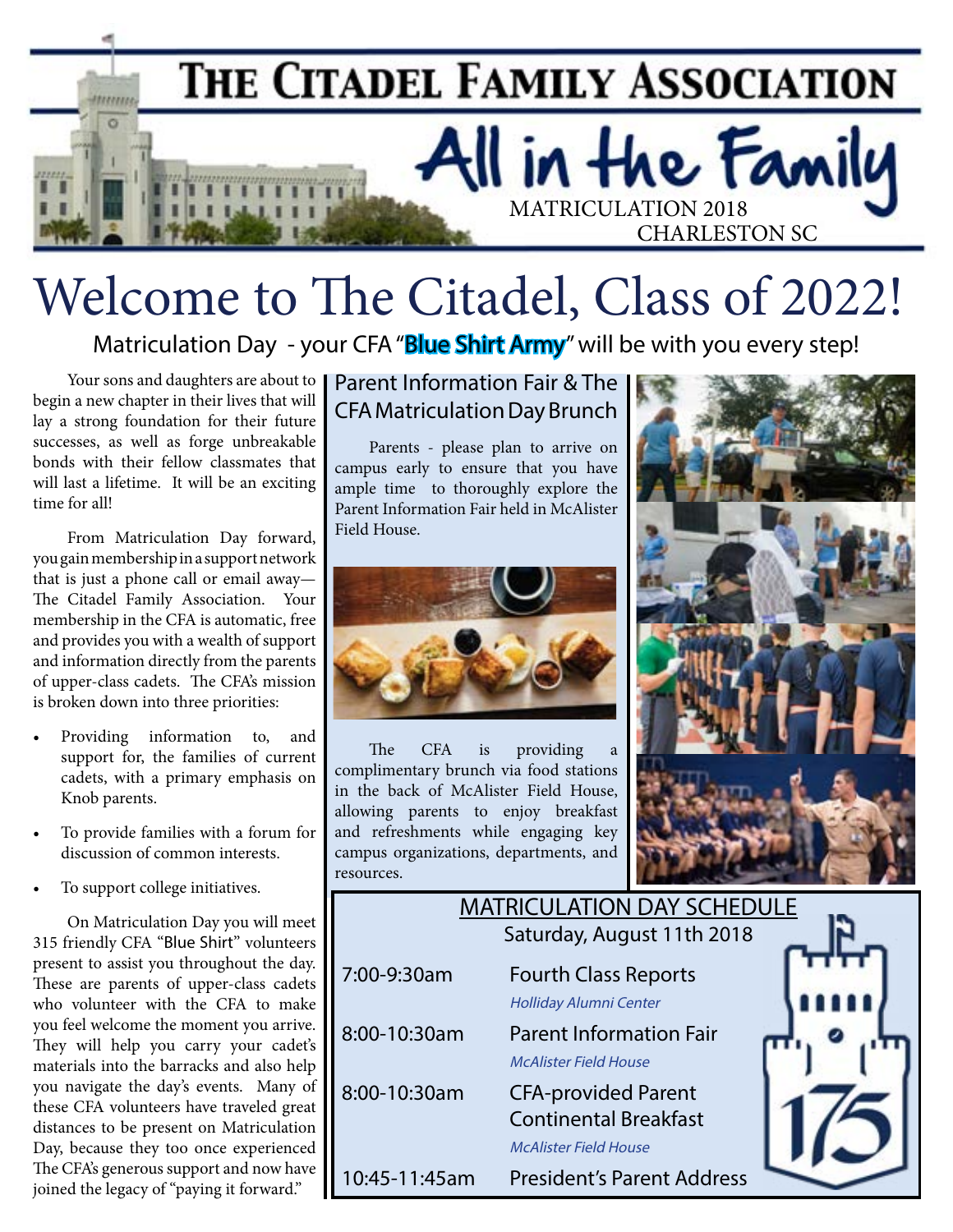# The Citadel Family Association

## All in the Family

MATRICULATION 2018
CHARLESTON SC

# Welcome to The Citadel, Class of 2022!

Matriculation Day - your CFA "**Blue Shirt Army**" will be with you every step!

Your sons and daughters are about to begin a new chapter in their lives that will lay a strong foundation for their future successes, as well as forge unbreakable bonds with their fellow classmates that will last a lifetime. It will be an exciting time for all!

From Matriculation Day forward, you gain membership in a support network that is just a phone call or email away—The Citadel Family Association. Your membership in the CFA is automatic, free and provides you with a wealth of support and information directly from the parents of upper-class cadets. The CFA's mission is broken down into three priorities:

- Providing information to, and support for, the families of current cadets, with a primary emphasis on Knob parents.
- To provide families with a forum for discussion of common interests.
- To support college initiatives.

On Matriculation Day you will meet 315 friendly CFA "Blue Shirt" volunteers present to assist you throughout the day. These are parents of upper-class cadets who volunteer with the CFA to make you feel welcome the moment you arrive. They will help you carry your cadet's materials into the barracks and also help you navigate the day's events. Many of these CFA volunteers have traveled great distances to be present on Matriculation Day, because they too once experienced The CFA's generous support and now have joined the legacy of "paying it forward."

## Parent Information Fair & The CFA Matriculation Day Brunch

Parents - please plan to arrive on campus early to ensure that you have ample time to thoroughly explore the Parent Information Fair held in McAlister Field House.

The CFA is providing a complimentary brunch via food stations in the back of McAlister Field House, allowing parents to enjoy breakfast and refreshments while engaging key campus organizations, departments, and resources.

## MATRICULATION DAY SCHEDULE

Saturday, August 11th 2018

| Time | Event |
| --- | --- |
| 7:00-9:30am | Fourth Class Reports<br>*Holliday Alumni Center* |
| 8:00-10:30am | Parent Information Fair<br>*McAlister Field House* |
| 8:00-10:30am | CFA-provided Parent Continental Breakfast<br>*McAlister Field House* |
| 10:45-11:45am | President's Parent Address |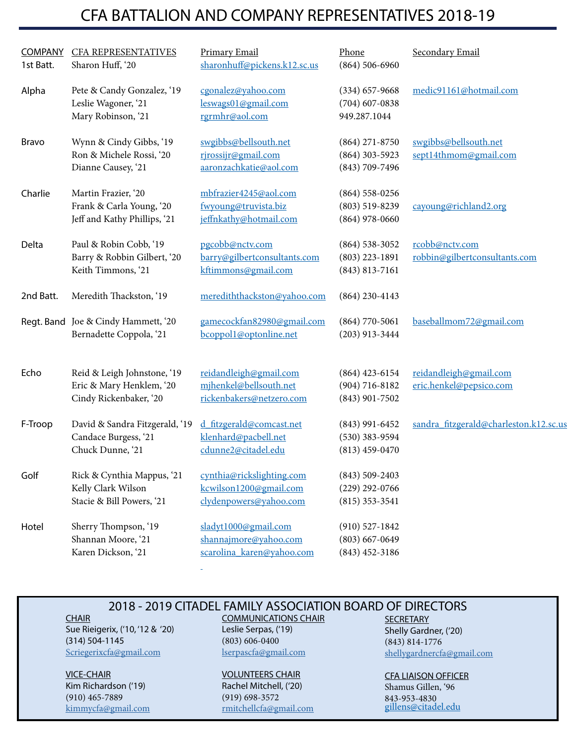# CFA BATTALION AND COMPANY REPRESENTATIVES 2018-19

| COMPANY | CFA REPRESENTATIVES | Primary Email | Phone | Secondary Email |
|---|---|---|---|---|
| 1st Batt. | Sharon Huff, '20 | sharonhuff@pickens.k12.sc.us | (864) 506-6960 | |
| Alpha | Pete & Candy Gonzalez, '19 | cgonalez@yahoo.com | (334) 657-9668 | medic91161@hotmail.com |
| | Leslie Wagoner, '21 | leswags01@gmail.com | (704) 607-0838 | |
| | Mary Robinson, '21 | rgrmhr@aol.com | 949.287.1044 | |
| Bravo | Wynn & Cindy Gibbs, '19 | swgibbs@bellsouth.net | (864) 271-8750 | swgibbs@bellsouth.net |
| | Ron & Michele Rossi, '20 | rjrossijr@gmail.com | (864) 303-5923 | sept14thmom@gmail.com |
| | Dianne Causey, '21 | aaronzachkatie@aol.com | (843) 709-7496 | |
| Charlie | Martin Frazier, '20 | mbfrazier4245@aol.com | (864) 558-0256 | |
| | Frank & Carla Young, '20 | fwyoung@truvista.biz | (803) 519-8239 | cayoung@richland2.org |
| | Jeff and Kathy Phillips, '21 | jeffnkathy@hotmail.com | (864) 978-0660 | |
| Delta | Paul & Robin Cobb, '19 | pgcobb@nctv.com | (864) 538-3052 | rcobb@nctv.com |
| | Barry & Robbin Gilbert, '20 | barry@gilbertconsultants.com | (803) 223-1891 | robbin@gilbertconsultants.com |
| | Keith Timmons, '21 | kftimmons@gmail.com | (843) 813-7161 | |
| 2nd Batt. | Meredith Thackston, '19 | merediththackston@yahoo.com | (864) 230-4143 | |
| Regt. Band | Joe & Cindy Hammett, '20 | gamecockfan82980@gmail.com | (864) 770-5061 | baseballmom72@gmail.com |
| | Bernadette Coppola, '21 | bcoppol1@optonline.net | (203) 913-3444 | |
| Echo | Reid & Leigh Johnstone, '19 | reidandleigh@gmail.com | (864) 423-6154 | reidandleigh@gmail.com |
| | Eric & Mary Henklem, '20 | mjhenkel@bellsouth.net | (904) 716-8182 | eric.henkel@pepsico.com |
| | Cindy Rickenbaker, '20 | rickenbakers@netzero.com | (843) 901-7502 | |
| F-Troop | David & Sandra Fitzgerald, '19 | d_fitzgerald@comcast.net | (843) 991-6452 | sandra_fitzgerald@charleston.k12.sc.us |
| | Candace Burgess, '21 | klenhard@pacbell.net | (530) 383-9594 | |
| | Chuck Dunne, '21 | cdunne2@citadel.edu | (813) 459-0470 | |
| Golf | Rick & Cynthia Mappus, '21 | cynthia@rickslighting.com | (843) 509-2403 | |
| | Kelly Clark Wilson | kcwilson1200@gmail.com | (229) 292-0766 | |
| | Stacie & Bill Powers, '21 | clydenpowers@yahoo.com | (815) 353-3541 | |
| Hotel | Sherry Thompson, '19 | sladyt1000@gmail.com | (910) 527-1842 | |
| | Shannan Moore, '21 | shannajmore@yahoo.com | (803) 667-0649 | |
| | Karen Dickson, '21 | scarolina_karen@yahoo.com | (843) 452-3186 | |

## 2018 - 2019 CITADEL FAMILY ASSOCIATION BOARD OF DIRECTORS

**CHAIR**
Sue Rieigerix, ('10, '12 & '20)
(314) 504-1145
Scriegerixcfa@gmail.com

**VICE-CHAIR**
Kim Richardson ('19)
(910) 465-7889
kimmycfa@gmail.com

**COMMUNICATIONS CHAIR**
Leslie Serpas, ('19)
(803) 606-0400
lserpascfa@gmail.com

**VOLUNTEERS CHAIR**
Rachel Mitchell, ('20)
(919) 698-3572
rmitchellcfa@gmail.com

**SECRETARY**
Shelly Gardner, ('20)
(843) 814-1776
shellygardnercfa@gmail.com

**CFA LIAISON OFFICER**
Shamus Gillen, '96
843-953-4830
gillens@citadel.edu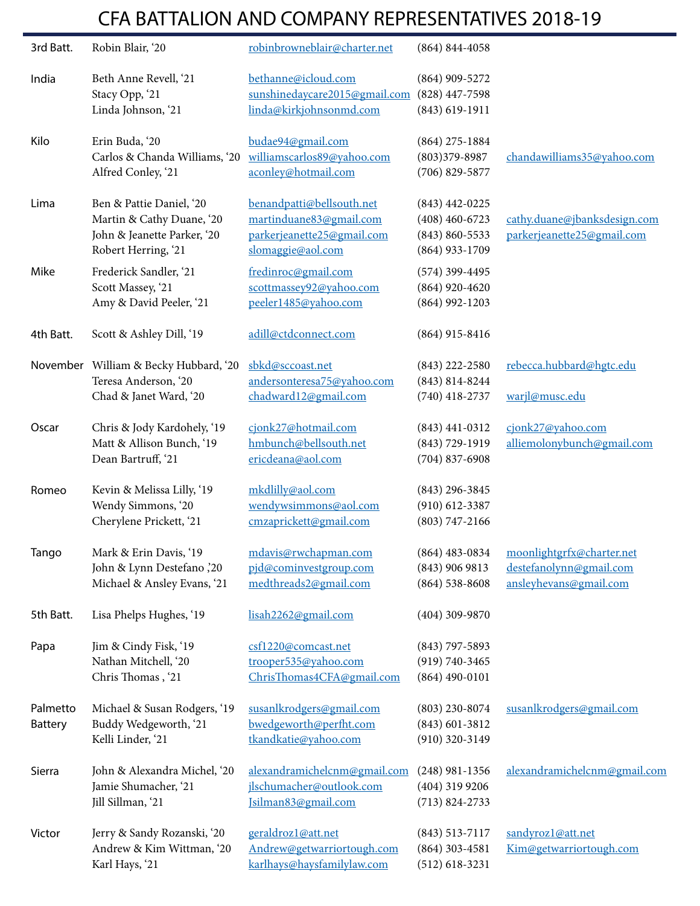# CFA BATTALION AND COMPANY REPRESENTATIVES 2018-19

| | | | | |
|---|---|---|---|---|
| 3rd Batt. | Robin Blair, '20 | robinbrowneblair@charter.net | (864) 844-4058 | |
| India | Beth Anne Revell, '21 | bethanne@icloud.com | (864) 909-5272 | |
| | Stacy Opp, '21 | sunshinedaycare2015@gmail.com | (828) 447-7598 | |
| | Linda Johnson, '21 | linda@kirkjohnsonmd.com | (843) 619-1911 | |
| Kilo | Erin Buda, '20 | budae94@gmail.com | (864) 275-1884 | |
| | Carlos & Chanda Williams, '20 | williamscarlos89@yahoo.com | (803)379-8987 | chandawilliams35@yahoo.com |
| | Alfred Conley, '21 | aconley@hotmail.com | (706) 829-5877 | |
| Lima | Ben & Pattie Daniel, '20 | benandpatti@bellsouth.net | (843) 442-0225 | |
| | Martin & Cathy Duane, '20 | martinduane83@gmail.com | (408) 460-6723 | cathy.duane@jbanksdesign.com |
| | John & Jeanette Parker, '20 | parkerjeanette25@gmail.com | (843) 860-5533 | parkerjeanette25@gmail.com |
| | Robert Herring, '21 | slomaggie@aol.com | (864) 933-1709 | |
| Mike | Frederick Sandler, '21 | fredinroc@gmail.com | (574) 399-4495 | |
| | Scott Massey, '21 | scottmassey92@yahoo.com | (864) 920-4620 | |
| | Amy & David Peeler, '21 | peeler1485@yahoo.com | (864) 992-1203 | |
| 4th Batt. | Scott & Ashley Dill, '19 | adill@ctdconnect.com | (864) 915-8416 | |
| November | William & Becky Hubbard, '20 | sbkd@sccoast.net | (843) 222-2580 | rebecca.hubbard@hgtc.edu |
| | Teresa Anderson, '20 | andersonteresa75@yahoo.com | (843) 814-8244 | |
| | Chad & Janet Ward, '20 | chadward12@gmail.com | (740) 418-2737 | warjl@musc.edu |
| Oscar | Chris & Jody Kardohely, '19 | cjonk27@hotmail.com | (843) 441-0312 | cjonk27@yahoo.com |
| | Matt & Allison Bunch, '19 | hmbunch@bellsouth.net | (843) 729-1919 | alliemolonybunch@gmail.com |
| | Dean Bartruff, '21 | ericdeana@aol.com | (704) 837-6908 | |
| Romeo | Kevin & Melissa Lilly, '19 | mkdlilly@aol.com | (843) 296-3845 | |
| | Wendy Simmons, '20 | wendywsimmons@aol.com | (910) 612-3387 | |
| | Cherylene Prickett, '21 | cmzaprickett@gmail.com | (803) 747-2166 | |
| Tango | Mark & Erin Davis, '19 | mdavis@rwchapman.com | (864) 483-0834 | moonlightgrfx@charter.net |
| | John & Lynn Destefano ,'20 | pjd@cominvestgroup.com | (843) 906 9813 | destefanolynn@gmail.com |
| | Michael & Ansley Evans, '21 | medthreads2@gmail.com | (864) 538-8608 | ansleyhevans@gmail.com |
| 5th Batt. | Lisa Phelps Hughes, '19 | lisah2262@gmail.com | (404) 309-9870 | |
| Papa | Jim & Cindy Fisk, '19 | csf1220@comcast.net | (843) 797-5893 | |
| | Nathan Mitchell, '20 | trooper535@yahoo.com | (919) 740-3465 | |
| | Chris Thomas , '21 | ChrisThomas4CFA@gmail.com | (864) 490-0101 | |
| Palmetto Battery | Michael & Susan Rodgers, '19 | susanlkrodgers@gmail.com | (803) 230-8074 | susanlkrodgers@gmail.com |
| | Buddy Wedgeworth, '21 | bwedgeworth@perfht.com | (843) 601-3812 | |
| | Kelli Linder, '21 | tkandkatie@yahoo.com | (910) 320-3149 | |
| Sierra | John & Alexandra Michel, '20 | alexandramichelcnm@gmail.com | (248) 981-1356 | alexandramichelcnm@gmail.com |
| | Jamie Shumacher, '21 | jlschumacher@outlook.com | (404) 319 9206 | |
| | Jill Sillman, '21 | Jsilman83@gmail.com | (713) 824-2733 | |
| Victor | Jerry & Sandy Rozanski, '20 | geraldroz1@att.net | (843) 513-7117 | sandyroz1@att.net |
| | Andrew & Kim Wittman, '20 | Andrew@getwarriortough.com | (864) 303-4581 | Kim@getwarriortough.com |
| | Karl Hays, '21 | karlhays@haysfamilylaw.com | (512) 618-3231 | |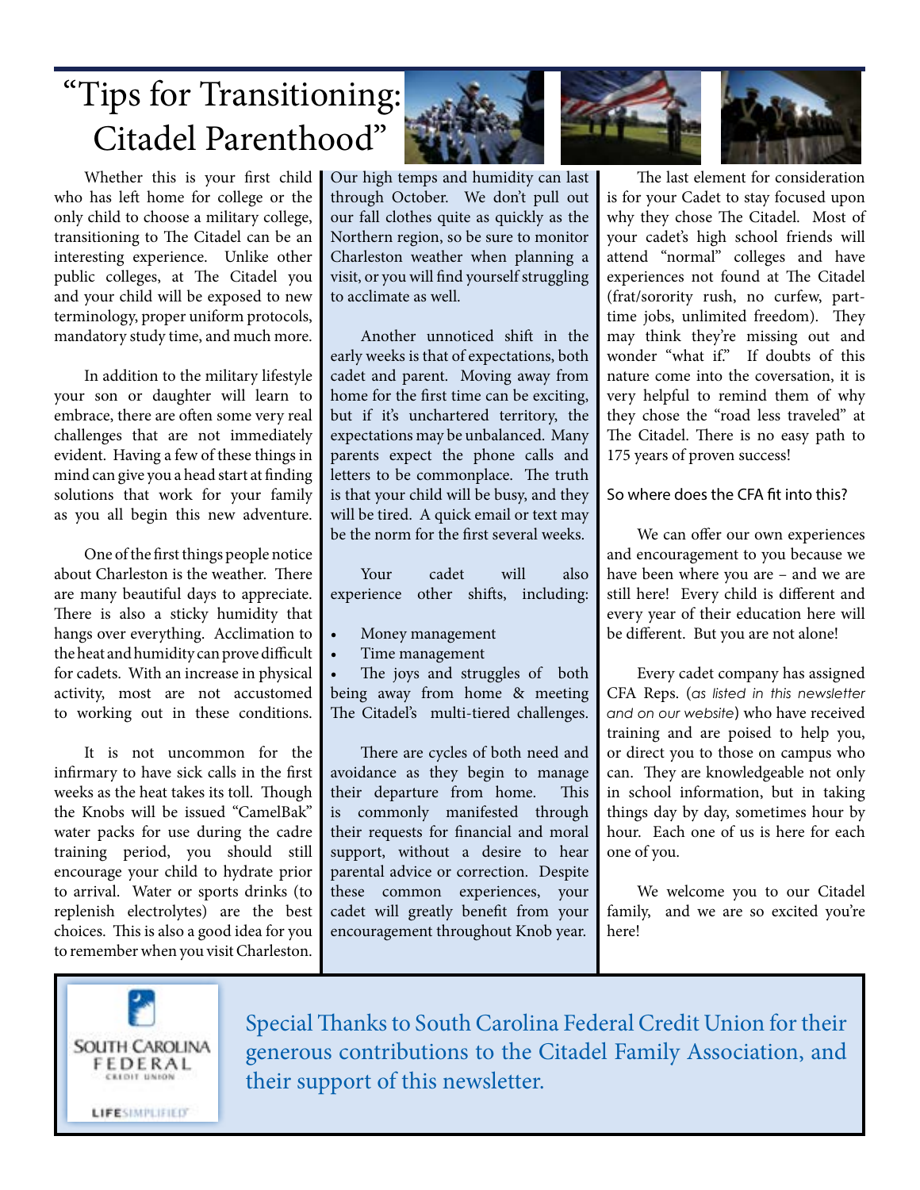# "Tips for Transitioning: Citadel Parenthood"

Whether this is your first child who has left home for college or the only child to choose a military college, transitioning to The Citadel can be an interesting experience. Unlike other public colleges, at The Citadel you and your child will be exposed to new terminology, proper uniform protocols, mandatory study time, and much more.

In addition to the military lifestyle your son or daughter will learn to embrace, there are often some very real challenges that are not immediately evident. Having a few of these things in mind can give you a head start at finding solutions that work for your family as you all begin this new adventure.

One of the first things people notice about Charleston is the weather. There are many beautiful days to appreciate. There is also a sticky humidity that hangs over everything. Acclimation to the heat and humidity can prove difficult for cadets. With an increase in physical activity, most are not accustomed to working out in these conditions.

It is not uncommon for the infirmary to have sick calls in the first weeks as the heat takes its toll. Though the Knobs will be issued "CamelBak" water packs for use during the cadre training period, you should still encourage your child to hydrate prior to arrival. Water or sports drinks (to replenish electrolytes) are the best choices. This is also a good idea for you to remember when you visit Charleston.

Our high temps and humidity can last through October. We don't pull out our fall clothes quite as quickly as the Northern region, so be sure to monitor Charleston weather when planning a visit, or you will find yourself struggling to acclimate as well.

Another unnoticed shift in the early weeks is that of expectations, both cadet and parent. Moving away from home for the first time can be exciting, but if it's unchartered territory, the expectations may be unbalanced. Many parents expect the phone calls and letters to be commonplace. The truth is that your child will be busy, and they will be tired. A quick email or text may be the norm for the first several weeks.

Your cadet will also experience other shifts, including:

- Money management
- Time management
- The joys and struggles of both being away from home & meeting The Citadel's multi-tiered challenges.

There are cycles of both need and avoidance as they begin to manage their departure from home. This is commonly manifested through their requests for financial and moral support, without a desire to hear parental advice or correction. Despite these common experiences, your cadet will greatly benefit from your encouragement throughout Knob year.

The last element for consideration is for your Cadet to stay focused upon why they chose The Citadel. Most of your cadet's high school friends will attend "normal" colleges and have experiences not found at The Citadel (frat/sorority rush, no curfew, part-time jobs, unlimited freedom). They may think they're missing out and wonder "what if." If doubts of this nature come into the coversation, it is very helpful to remind them of why they chose the "road less traveled" at The Citadel. There is no easy path to 175 years of proven success!

So where does the CFA fit into this?

We can offer our own experiences and encouragement to you because we have been where you are – and we are still here! Every child is different and every year of their education here will be different. But you are not alone!

Every cadet company has assigned CFA Reps. (*as listed in this newsletter and on our website*) who have received training and are poised to help you, or direct you to those on campus who can. They are knowledgeable not only in school information, but in taking things day by day, sometimes hour by hour. Each one of us is here for each one of you.

We welcome you to our Citadel family, and we are so excited you're here!

SOUTH CAROLINA FEDERAL CREDIT UNION
LIFESIMPLIFIED

Special Thanks to South Carolina Federal Credit Union for their generous contributions to the Citadel Family Association, and their support of this newsletter.